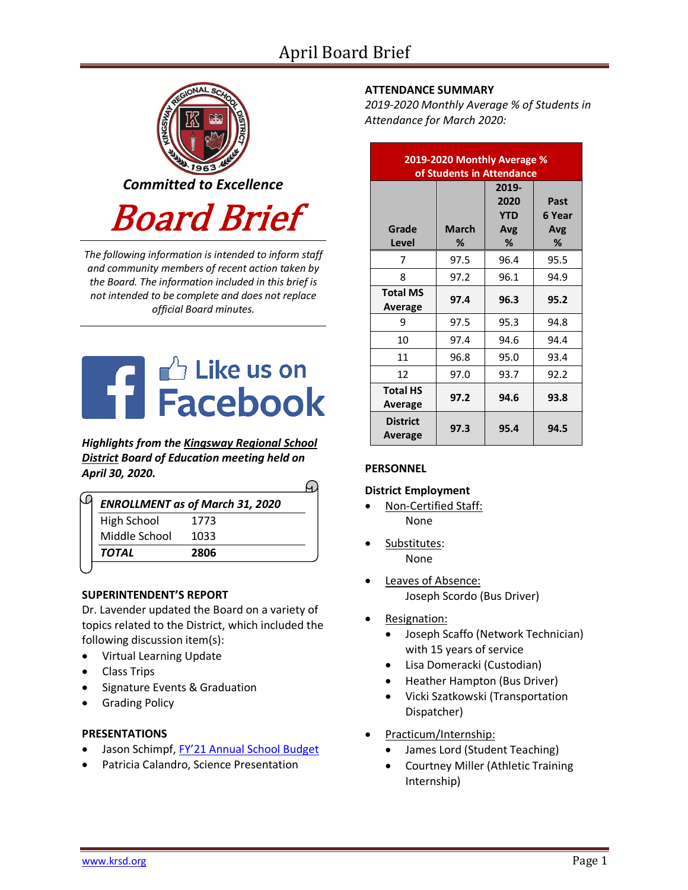# April Board Brief

Committed to Excellence

# Board Brief

*The following information is intended to inform staff and community members of recent action taken by the Board. The information included in this brief is not intended to be complete and does not replace official Board minutes.*

Like us on Facebook

***Highlights from the Kingsway Regional School District Board of Education meeting held on April 30, 2020.***

| ***ENROLLMENT as of March 31, 2020*** | |
|---|---|
| High School | 1773 |
| Middle School | 1033 |
| ***TOTAL*** | **2806** |

### SUPERINTENDENT'S REPORT

Dr. Lavender updated the Board on a variety of topics related to the District, which included the following discussion item(s):

- Virtual Learning Update
- Class Trips
- Signature Events & Graduation
- Grading Policy

### PRESENTATIONS

- Jason Schimpf, FY'21 Annual School Budget
- Patricia Calandro, Science Presentation

### ATTENDANCE SUMMARY

*2019-2020 Monthly Average % of Students in Attendance for March 2020:*

| 2019-2020 Monthly Average % of Students in Attendance | | | |
|---|---|---|---|
| Grade Level | March % | 2019-2020 YTD Avg % | Past 6 Year Avg % |
| 7 | 97.5 | 96.4 | 95.5 |
| 8 | 97.2 | 96.1 | 94.9 |
| **Total MS Average** | **97.4** | **96.3** | **95.2** |
| 9 | 97.5 | 95.3 | 94.8 |
| 10 | 97.4 | 94.6 | 94.4 |
| 11 | 96.8 | 95.0 | 93.4 |
| 12 | 97.0 | 93.7 | 92.2 |
| **Total HS Average** | **97.2** | **94.6** | **93.8** |
| **District Average** | **97.3** | **95.4** | **94.5** |

### PERSONNEL

**District Employment**

- Non-Certified Staff:
  None
- Substitutes:
  None
- Leaves of Absence:
  Joseph Scordo (Bus Driver)
- Resignation:
  - Joseph Scaffo (Network Technician) with 15 years of service
  - Lisa Domeracki (Custodian)
  - Heather Hampton (Bus Driver)
  - Vicki Szatkowski (Transportation Dispatcher)
- Practicum/Internship:
  - James Lord (Student Teaching)
  - Courtney Miller (Athletic Training Internship)

www.krsd.org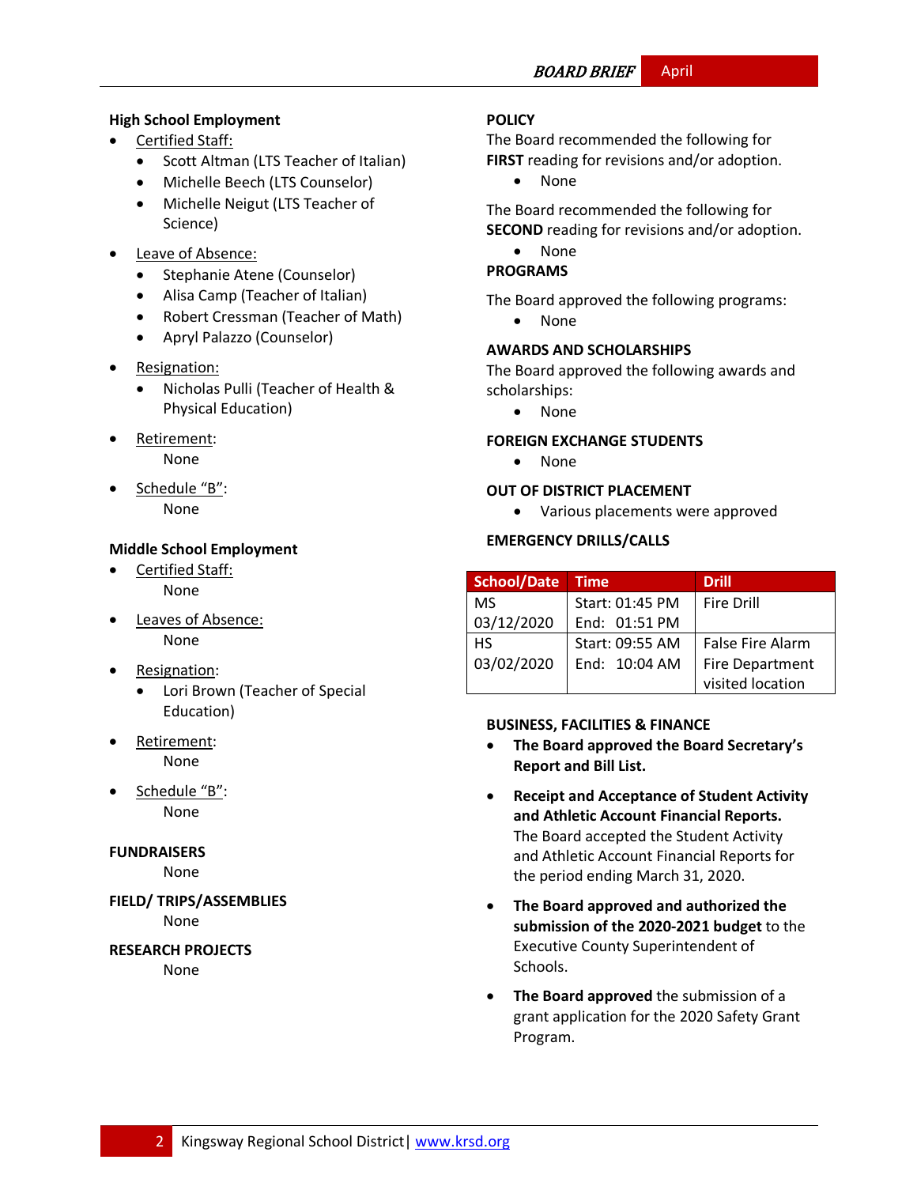**High School Employment**

- Certified Staff:
  - Scott Altman (LTS Teacher of Italian)
  - Michelle Beech (LTS Counselor)
  - Michelle Neigut (LTS Teacher of Science)
- Leave of Absence:
  - Stephanie Atene (Counselor)
  - Alisa Camp (Teacher of Italian)
  - Robert Cressman (Teacher of Math)
  - Apryl Palazzo (Counselor)
- Resignation:
  - Nicholas Pulli (Teacher of Health & Physical Education)
- Retirement:
  None
- Schedule "B":
  None

**Middle School Employment**

- Certified Staff:
  None
- Leaves of Absence:
  None
- Resignation:
  - Lori Brown (Teacher of Special Education)
- Retirement:
  None
- Schedule "B":
  None

**FUNDRAISERS**

None

**FIELD/ TRIPS/ASSEMBLIES**

None

**RESEARCH PROJECTS**

None

**POLICY**

The Board recommended the following for **FIRST** reading for revisions and/or adoption.

- None

The Board recommended the following for **SECOND** reading for revisions and/or adoption.

- None

**PROGRAMS**

The Board approved the following programs:

- None

**AWARDS AND SCHOLARSHIPS**

The Board approved the following awards and scholarships:

- None

**FOREIGN EXCHANGE STUDENTS**

- None

**OUT OF DISTRICT PLACEMENT**

- Various placements were approved

**EMERGENCY DRILLS/CALLS**

| School/Date | Time | Drill |
|---|---|---|
| MS 03/12/2020 | Start: 01:45 PM End: 01:51 PM | Fire Drill |
| HS 03/02/2020 | Start: 09:55 AM End: 10:04 AM | False Fire Alarm Fire Department visited location |

**BUSINESS, FACILITIES & FINANCE**

- **The Board approved the Board Secretary's Report and Bill List.**
- **Receipt and Acceptance of Student Activity and Athletic Account Financial Reports.** The Board accepted the Student Activity and Athletic Account Financial Reports for the period ending March 31, 2020.
- **The Board approved and authorized the submission of the 2020-2021 budget** to the Executive County Superintendent of Schools.
- **The Board approved** the submission of a grant application for the 2020 Safety Grant Program.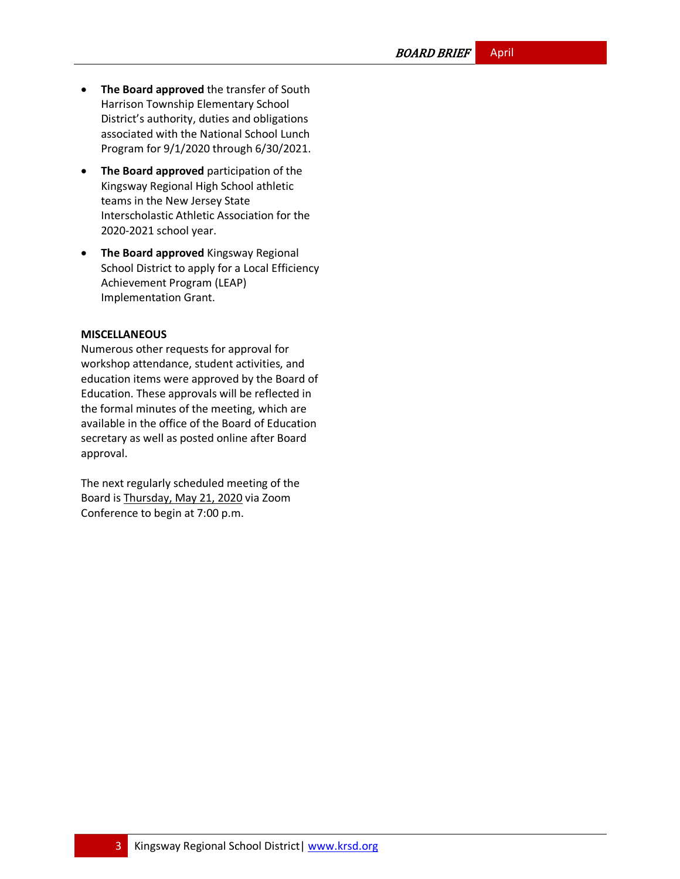- **The Board approved** the transfer of South Harrison Township Elementary School District's authority, duties and obligations associated with the National School Lunch Program for 9/1/2020 through 6/30/2021.
- **The Board approved** participation of the Kingsway Regional High School athletic teams in the New Jersey State Interscholastic Athletic Association for the 2020-2021 school year.
- **The Board approved** Kingsway Regional School District to apply for a Local Efficiency Achievement Program (LEAP) Implementation Grant.

**MISCELLANEOUS**

Numerous other requests for approval for workshop attendance, student activities, and education items were approved by the Board of Education. These approvals will be reflected in the formal minutes of the meeting, which are available in the office of the Board of Education secretary as well as posted online after Board approval.

The next regularly scheduled meeting of the Board is Thursday, May 21, 2020 via Zoom Conference to begin at 7:00 p.m.